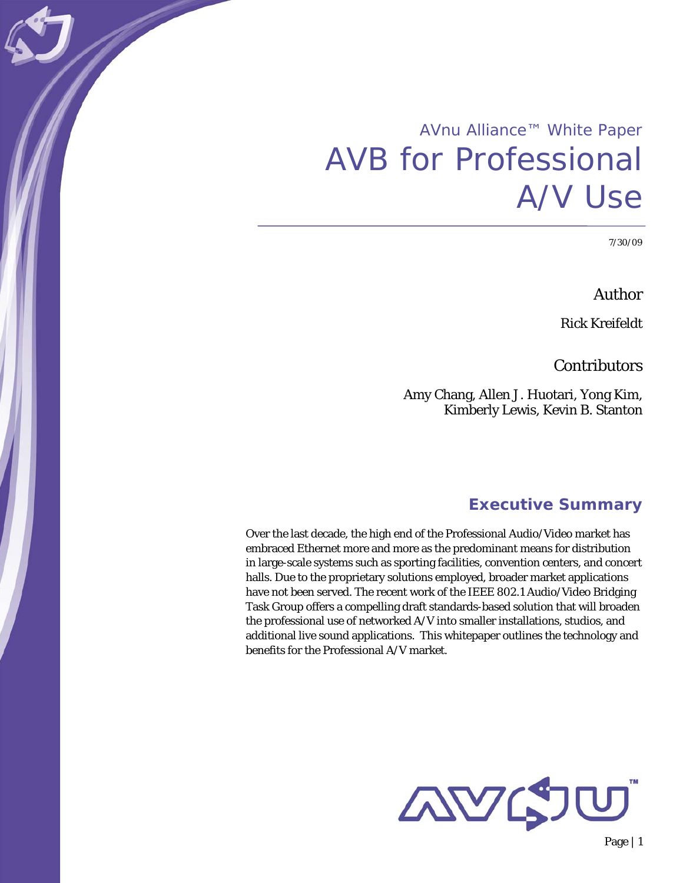AVnu Alliance™ White Paper

# AVB for Professional A/V Use

7/30/09

## Author

Rick Kreifeldt

## Contributors

Amy Chang, Allen J. Huotari, Yong Kim, Kimberly Lewis, Kevin B. Stanton

## Executive Summary

Over the last decade, the high end of the Professional Audio/Video market has embraced Ethernet more and more as the predominant means for distribution in large-scale systems such as sporting facilities, convention centers, and concert halls. Due to the proprietary solutions employed, broader market applications have not been served. The recent work of the IEEE 802.1 Audio/Video Bridging Task Group offers a compelling draft standards-based solution that will broaden the professional use of networked A/V into smaller installations, studios, and additional live sound applications. This whitepaper outlines the technology and benefits for the Professional A/V market.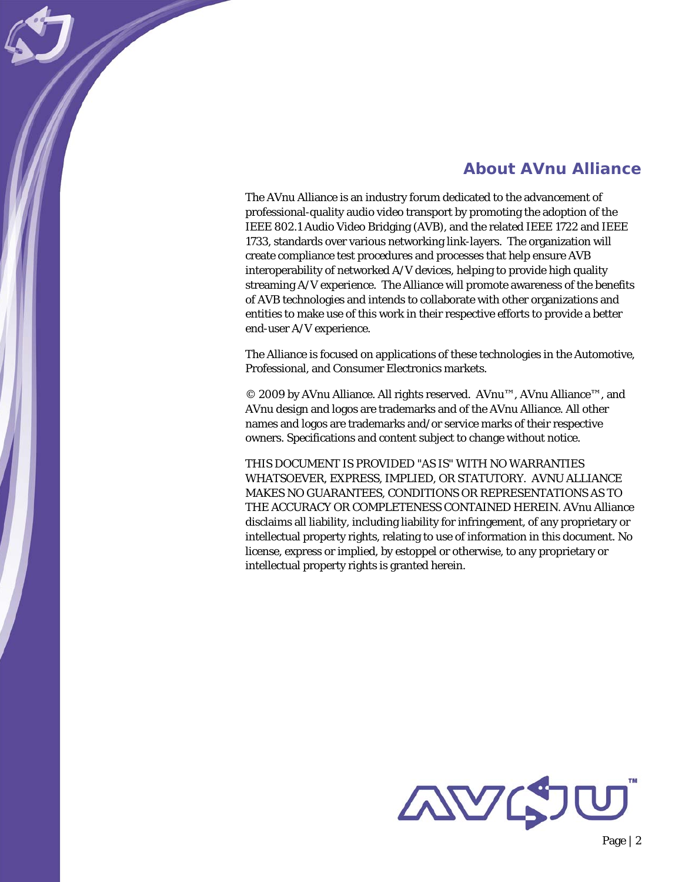## About AVnu Alliance

The AVnu Alliance is an industry forum dedicated to the advancement of professional-quality audio video transport by promoting the adoption of the IEEE 802.1 Audio Video Bridging (AVB), and the related IEEE 1722 and IEEE 1733, standards over various networking link-layers. The organization will create compliance test procedures and processes that help ensure AVB interoperability of networked A/V devices, helping to provide high quality streaming A/V experience. The Alliance will promote awareness of the benefits of AVB technologies and intends to collaborate with other organizations and entities to make use of this work in their respective efforts to provide a better end-user A/V experience.

The Alliance is focused on applications of these technologies in the Automotive, Professional, and Consumer Electronics markets.

© 2009 by AVnu Alliance. All rights reserved. AVnu™, AVnu Alliance™, and AVnu design and logos are trademarks and of the AVnu Alliance. All other names and logos are trademarks and/or service marks of their respective owners. Specifications and content subject to change without notice.

THIS DOCUMENT IS PROVIDED "AS IS" WITH NO WARRANTIES WHATSOEVER, EXPRESS, IMPLIED, OR STATUTORY. AVNU ALLIANCE MAKES NO GUARANTEES, CONDITIONS OR REPRESENTATIONS AS TO THE ACCURACY OR COMPLETENESS CONTAINED HEREIN. AVnu Alliance disclaims all liability, including liability for infringement, of any proprietary or intellectual property rights, relating to use of information in this document. No license, express or implied, by estoppel or otherwise, to any proprietary or intellectual property rights is granted herein.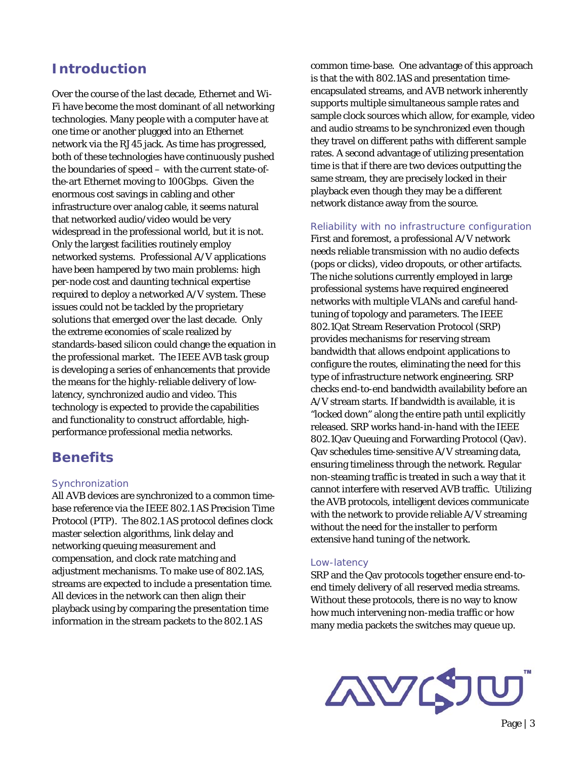## Introduction

Over the course of the last decade, Ethernet and Wi-Fi have become the most dominant of all networking technologies. Many people with a computer have at one time or another plugged into an Ethernet network via the RJ45 jack. As time has progressed, both of these technologies have continuously pushed the boundaries of speed – with the current state-of-the-art Ethernet moving to 100Gbps. Given the enormous cost savings in cabling and other infrastructure over analog cable, it seems natural that networked audio/video would be very widespread in the professional world, but it is not. Only the largest facilities routinely employ networked systems. Professional A/V applications have been hampered by two main problems: high per-node cost and daunting technical expertise required to deploy a networked A/V system. These issues could not be tackled by the proprietary solutions that emerged over the last decade. Only the extreme economies of scale realized by standards-based silicon could change the equation in the professional market. The IEEE AVB task group is developing a series of enhancements that provide the means for the highly-reliable delivery of low-latency, synchronized audio and video. This technology is expected to provide the capabilities and functionality to construct affordable, high-performance professional media networks.

## Benefits

### Synchronization

All AVB devices are synchronized to a common time-base reference via the IEEE 802.1AS Precision Time Protocol (PTP). The 802.1AS protocol defines clock master selection algorithms, link delay and networking queuing measurement and compensation, and clock rate matching and adjustment mechanisms. To make use of 802.1AS, streams are expected to include a presentation time. All devices in the network can then align their playback using by comparing the presentation time information in the stream packets to the 802.1AS common time-base. One advantage of this approach is that the with 802.1AS and presentation time-encapsulated streams, and AVB network inherently supports multiple simultaneous sample rates and sample clock sources which allow, for example, video and audio streams to be synchronized even though they travel on different paths with different sample rates. A second advantage of utilizing presentation time is that if there are two devices outputting the same stream, they are precisely locked in their playback even though they may be a different network distance away from the source.

### Reliability with no infrastructure configuration

First and foremost, a professional A/V network needs reliable transmission with no audio defects (pops or clicks), video dropouts, or other artifacts. The niche solutions currently employed in large professional systems have required engineered networks with multiple VLANs and careful hand-tuning of topology and parameters. The IEEE 802.1Qat Stream Reservation Protocol (SRP) provides mechanisms for reserving stream bandwidth that allows endpoint applications to configure the routes, eliminating the need for this type of infrastructure network engineering. SRP checks end-to-end bandwidth availability before an A/V stream starts. If bandwidth is available, it is "locked down" along the entire path until explicitly released. SRP works hand-in-hand with the IEEE 802.1Qav Queuing and Forwarding Protocol (Qav). Qav schedules time-sensitive A/V streaming data, ensuring timeliness through the network. Regular non-steaming traffic is treated in such a way that it cannot interfere with reserved AVB traffic. Utilizing the AVB protocols, intelligent devices communicate with the network to provide reliable A/V streaming without the need for the installer to perform extensive hand tuning of the network.

### Low-latency

SRP and the Qav protocols together ensure end-to-end timely delivery of all reserved media streams. Without these protocols, there is no way to know how much intervening non-media traffic or how many media packets the switches may queue up.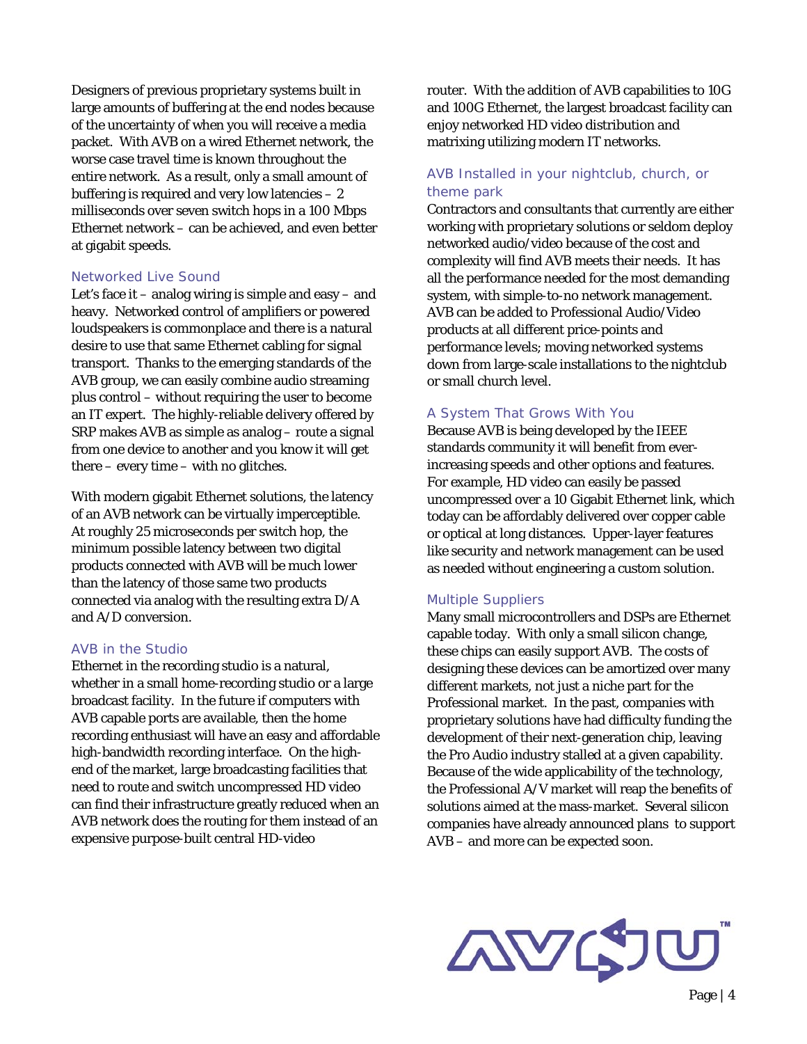Designers of previous proprietary systems built in large amounts of buffering at the end nodes because of the uncertainty of when you will receive a media packet. With AVB on a wired Ethernet network, the worse case travel time is known throughout the entire network. As a result, only a small amount of buffering is required and very low latencies – 2 milliseconds over seven switch hops in a 100 Mbps Ethernet network – can be achieved, and even better at gigabit speeds.

### Networked Live Sound

Let's face it – analog wiring is simple and easy – and heavy. Networked control of amplifiers or powered loudspeakers is commonplace and there is a natural desire to use that same Ethernet cabling for signal transport. Thanks to the emerging standards of the AVB group, we can easily combine audio streaming plus control – without requiring the user to become an IT expert. The highly-reliable delivery offered by SRP makes AVB as simple as analog – route a signal from one device to another and you know it will get there – every time – with no glitches.

With modern gigabit Ethernet solutions, the latency of an AVB network can be virtually imperceptible. At roughly 25 microseconds per switch hop, the minimum possible latency between two digital products connected with AVB will be much lower than the latency of those same two products connected via analog with the resulting extra D/A and A/D conversion.

### AVB in the Studio

Ethernet in the recording studio is a natural, whether in a small home-recording studio or a large broadcast facility. In the future if computers with AVB capable ports are available, then the home recording enthusiast will have an easy and affordable high-bandwidth recording interface. On the high-end of the market, large broadcasting facilities that need to route and switch uncompressed HD video can find their infrastructure greatly reduced when an AVB network does the routing for them instead of an expensive purpose-built central HD-video router. With the addition of AVB capabilities to 10G and 100G Ethernet, the largest broadcast facility can enjoy networked HD video distribution and matrixing utilizing modern IT networks.

### AVB Installed in your nightclub, church, or theme park

Contractors and consultants that currently are either working with proprietary solutions or seldom deploy networked audio/video because of the cost and complexity will find AVB meets their needs. It has all the performance needed for the most demanding system, with simple-to-no network management. AVB can be added to Professional Audio/Video products at all different price-points and performance levels; moving networked systems down from large-scale installations to the nightclub or small church level.

### A System That Grows With You

Because AVB is being developed by the IEEE standards community it will benefit from ever-increasing speeds and other options and features. For example, HD video can easily be passed uncompressed over a 10 Gigabit Ethernet link, which today can be affordably delivered over copper cable or optical at long distances. Upper-layer features like security and network management can be used as needed without engineering a custom solution.

### Multiple Suppliers

Many small microcontrollers and DSPs are Ethernet capable today. With only a small silicon change, these chips can easily support AVB. The costs of designing these devices can be amortized over many different markets, not just a niche part for the Professional market. In the past, companies with proprietary solutions have had difficulty funding the development of their next-generation chip, leaving the Pro Audio industry stalled at a given capability. Because of the wide applicability of the technology, the Professional A/V market will reap the benefits of solutions aimed at the mass-market. Several silicon companies have already announced plans to support AVB – and more can be expected soon.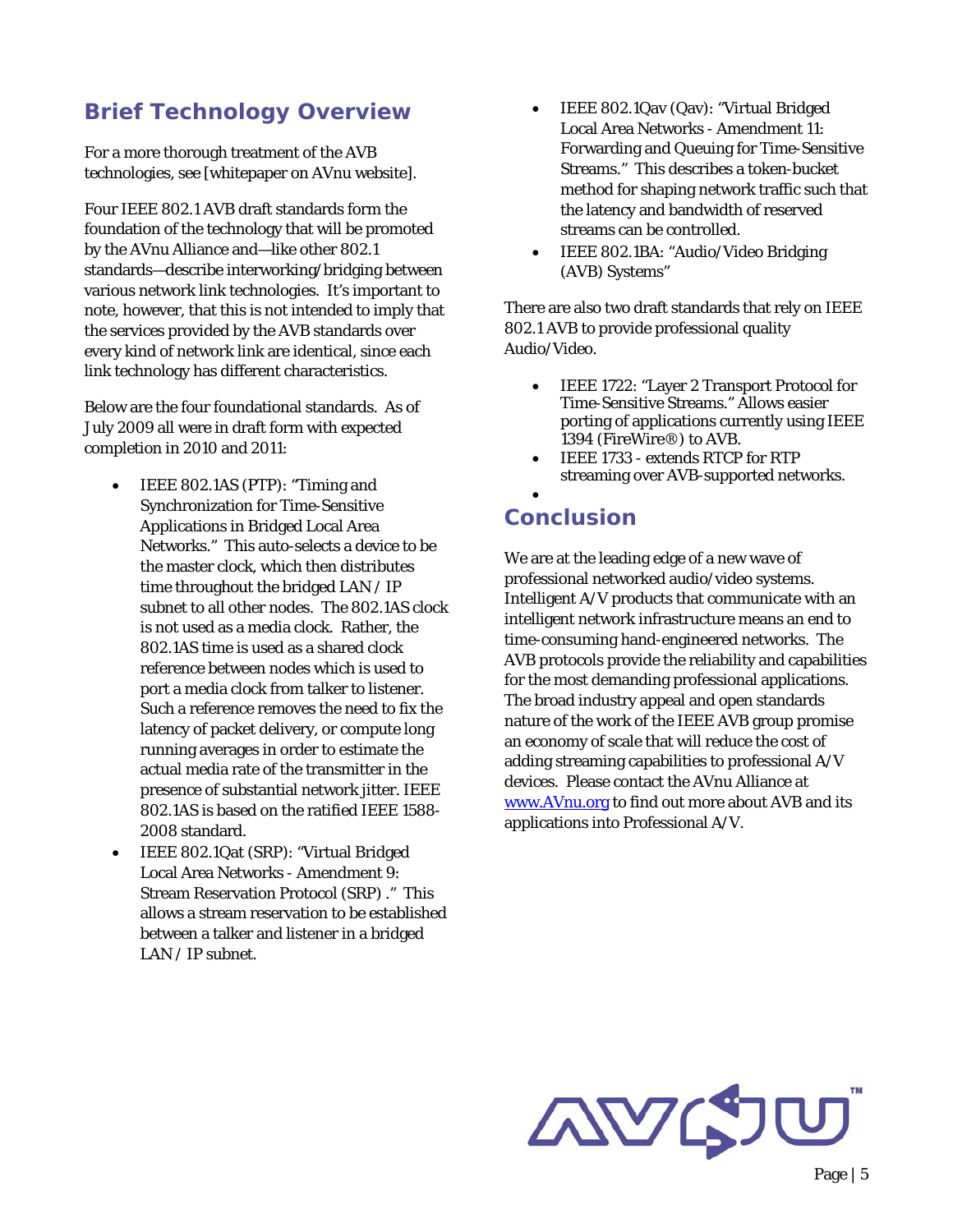## Brief Technology Overview

For a more thorough treatment of the AVB technologies, see [whitepaper on AVnu website].

Four IEEE 802.1 AVB draft standards form the foundation of the technology that will be promoted by the AVnu Alliance and—like other 802.1 standards—describe interworking/bridging between various network link technologies. It's important to note, however, that this is not intended to imply that the services provided by the AVB standards over every kind of network link are identical, since each link technology has different characteristics.

Below are the four foundational standards. As of July 2009 all were in draft form with expected completion in 2010 and 2011:

- IEEE 802.1AS (PTP): "Timing and Synchronization for Time-Sensitive Applications in Bridged Local Area Networks." This auto-selects a device to be the master clock, which then distributes time throughout the bridged LAN / IP subnet to all other nodes. The 802.1AS clock is not used as a media clock. Rather, the 802.1AS time is used as a shared clock reference between nodes which is used to port a media clock from talker to listener. Such a reference removes the need to fix the latency of packet delivery, or compute long running averages in order to estimate the actual media rate of the transmitter in the presence of substantial network jitter. IEEE 802.1AS is based on the ratified IEEE 1588-2008 standard.
- IEEE 802.1Qat (SRP): "Virtual Bridged Local Area Networks - Amendment 9: Stream Reservation Protocol (SRP) ." This allows a stream reservation to be established between a talker and listener in a bridged LAN / IP subnet.
- IEEE 802.1Qav (Qav): "Virtual Bridged Local Area Networks - Amendment 11: Forwarding and Queuing for Time-Sensitive Streams." This describes a token-bucket method for shaping network traffic such that the latency and bandwidth of reserved streams can be controlled.
- IEEE 802.1BA: "Audio/Video Bridging (AVB) Systems"

There are also two draft standards that rely on IEEE 802.1 AVB to provide professional quality Audio/Video.

- IEEE 1722: "Layer 2 Transport Protocol for Time-Sensitive Streams." Allows easier porting of applications currently using IEEE 1394 (FireWire®) to AVB.
- IEEE 1733 - extends RTCP for RTP streaming over AVB-supported networks.

## Conclusion

We are at the leading edge of a new wave of professional networked audio/video systems. Intelligent A/V products that communicate with an intelligent network infrastructure means an end to time-consuming hand-engineered networks. The AVB protocols provide the reliability and capabilities for the most demanding professional applications. The broad industry appeal and open standards nature of the work of the IEEE AVB group promise an economy of scale that will reduce the cost of adding streaming capabilities to professional A/V devices. Please contact the AVnu Alliance at www.AVnu.org to find out more about AVB and its applications into Professional A/V.